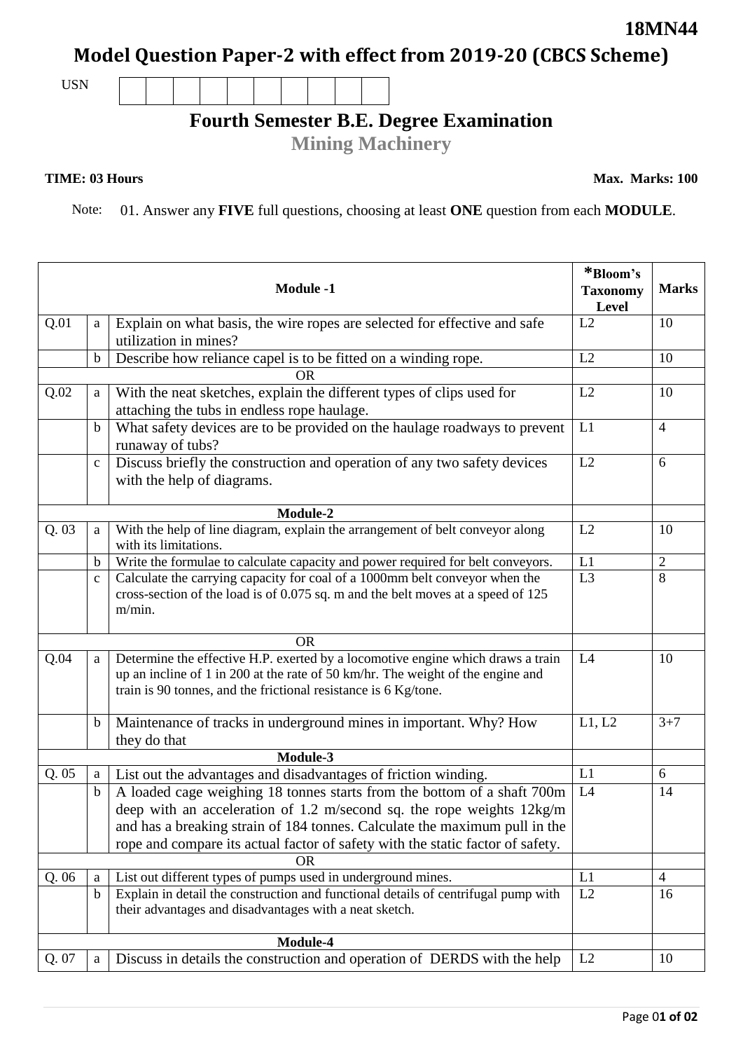**18MN44**

# Model Question Paper-2 with effect from 2019-20 (CBCS Scheme)

USN | | | | | | | | | | |

## Fourth Semester B.E. Degree Examination

### Mining Machinery

**TIME: 03 Hours** **Max. Marks: 100**

Note: 01. Answer any **FIVE** full questions, choosing at least **ONE** question from each **MODULE**.

| | | **Module -1** | ***Bloom's Taxonomy Level** | **Marks** |
|---|---|---|---|---|
| Q.01 | a | Explain on what basis, the wire ropes are selected for effective and safe utilization in mines? | L2 | 10 |
| | b | Describe how reliance capel is to be fitted on a winding rope. | L2 | 10 |
| | | OR | | |
| Q.02 | a | With the neat sketches, explain the different types of clips used for attaching the tubs in endless rope haulage. | L2 | 10 |
| | b | What safety devices are to be provided on the haulage roadways to prevent runaway of tubs? | L1 | 4 |
| | c | Discuss briefly the construction and operation of any two safety devices with the help of diagrams. | L2 | 6 |
| | | **Module-2** | | |
| Q. 03 | a | With the help of line diagram, explain the arrangement of belt conveyor along with its limitations. | L2 | 10 |
| | b | Write the formulae to calculate capacity and power required for belt conveyors. | L1 | 2 |
| | c | Calculate the carrying capacity for coal of a 1000mm belt conveyor when the cross-section of the load is of 0.075 sq. m and the belt moves at a speed of 125 m/min. | L3 | 8 |
| | | OR | | |
| Q.04 | a | Determine the effective H.P. exerted by a locomotive engine which draws a train up an incline of 1 in 200 at the rate of 50 km/hr. The weight of the engine and train is 90 tonnes, and the frictional resistance is 6 Kg/tone. | L4 | 10 |
| | b | Maintenance of tracks in underground mines in important. Why? How they do that | L1, L2 | 3+7 |
| | | **Module-3** | | |
| Q. 05 | a | List out the advantages and disadvantages of friction winding. | L1 | 6 |
| | b | A loaded cage weighing 18 tonnes starts from the bottom of a shaft 700m deep with an acceleration of 1.2 m/second sq. the rope weights 12kg/m and has a breaking strain of 184 tonnes. Calculate the maximum pull in the rope and compare its actual factor of safety with the static factor of safety. | L4 | 14 |
| | | OR | | |
| Q. 06 | a | List out different types of pumps used in underground mines. | L1 | 4 |
| | b | Explain in detail the construction and functional details of centrifugal pump with their advantages and disadvantages with a neat sketch. | L2 | 16 |
| | | **Module-4** | | |
| Q. 07 | a | Discuss in details the construction and operation of DERDS with the help | L2 | 10 |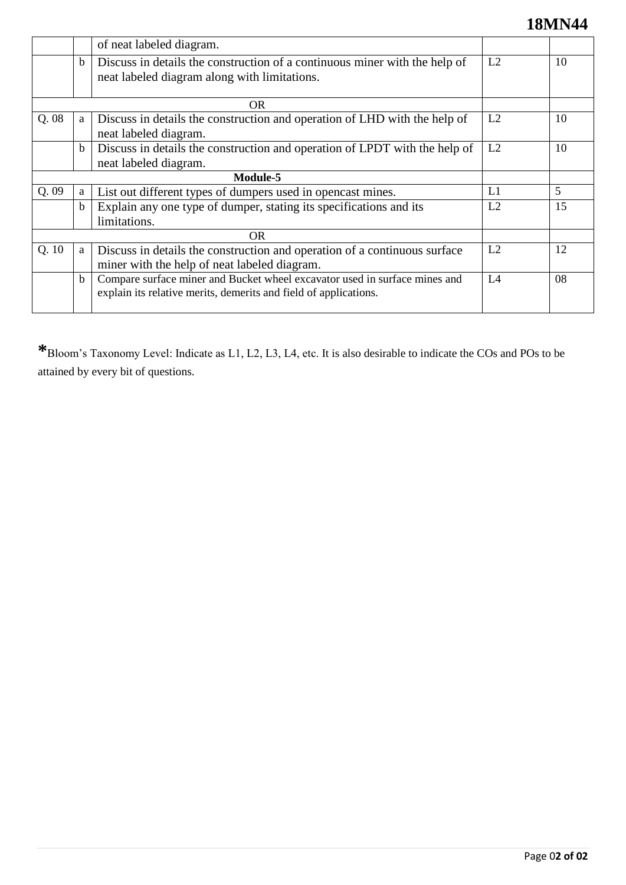| | | | | |
|---|---|---|---|---|
| | | of neat labeled diagram. | | |
| | b | Discuss in details the construction of a continuous miner with the help of neat labeled diagram along with limitations. | L2 | 10 |
| OR | | | | |
| Q. 08 | a | Discuss in details the construction and operation of LHD with the help of neat labeled diagram. | L2 | 10 |
| | b | Discuss in details the construction and operation of LPDT with the help of neat labeled diagram. | L2 | 10 |
| **Module-5** | | | | |
| Q. 09 | a | List out different types of dumpers used in opencast mines. | L1 | 5 |
| | b | Explain any one type of dumper, stating its specifications and its limitations. | L2 | 15 |
| OR | | | | |
| Q. 10 | a | Discuss in details the construction and operation of a continuous surface miner with the help of neat labeled diagram. | L2 | 12 |
| | b | Compare surface miner and Bucket wheel excavator used in surface mines and explain its relative merits, demerits and field of applications. | L4 | 08 |

**\***Bloom's Taxonomy Level: Indicate as L1, L2, L3, L4, etc. It is also desirable to indicate the COs and POs to be attained by every bit of questions.